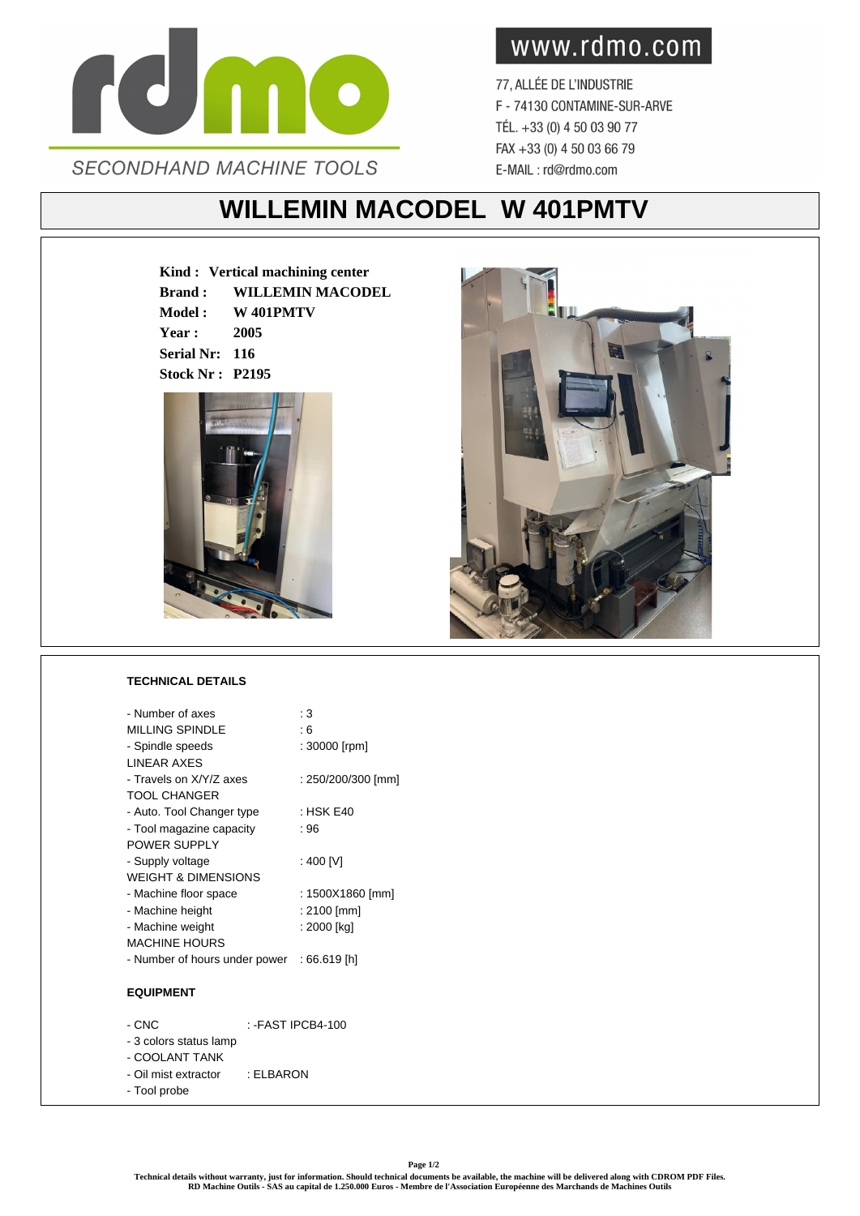rdmo

SECONDHAND MACHINE TOOLS

www.rdmo.com

77, ALLÉE DE L'INDUSTRIE
F - 74130 CONTAMINE-SUR-ARVE
TÉL. +33 (0) 4 50 03 90 77
FAX +33 (0) 4 50 03 66 79
E-MAIL : rd@rdmo.com

# WILLEMIN MACODEL W 401PMTV

**Kind : Vertical machining center**
**Brand : WILLEMIN MACODEL**
**Model : W 401PMTV**
**Year : 2005**
**Serial Nr: 116**
**Stock Nr : P2195**

## TECHNICAL DETAILS

| | |
|---|---|
| - Number of axes | : 3 |
| MILLING SPINDLE | : 6 |
| - Spindle speeds | : 30000 [rpm] |
| LINEAR AXES | |
| - Travels on X/Y/Z axes | : 250/200/300 [mm] |
| TOOL CHANGER | |
| - Auto. Tool Changer type | : HSK E40 |
| - Tool magazine capacity | : 96 |
| POWER SUPPLY | |
| - Supply voltage | : 400 [V] |
| WEIGHT & DIMENSIONS | |
| - Machine floor space | : 1500X1860 [mm] |
| - Machine height | : 2100 [mm] |
| - Machine weight | : 2000 [kg] |
| MACHINE HOURS | |
| - Number of hours under power | : 66.619 [h] |

## EQUIPMENT

- CNC : -FAST IPCB4-100
- 3 colors status lamp
- COOLANT TANK
- Oil mist extractor : ELBARON
- Tool probe

**Technical details without warranty, just for information. Should technical documents be available, the machine will be delivered along with CDROM PDF Files.**
**RD Machine Outils - SAS au capital de 1.250.000 Euros - Membre de l'Association Européenne des Marchands de Machines Outils**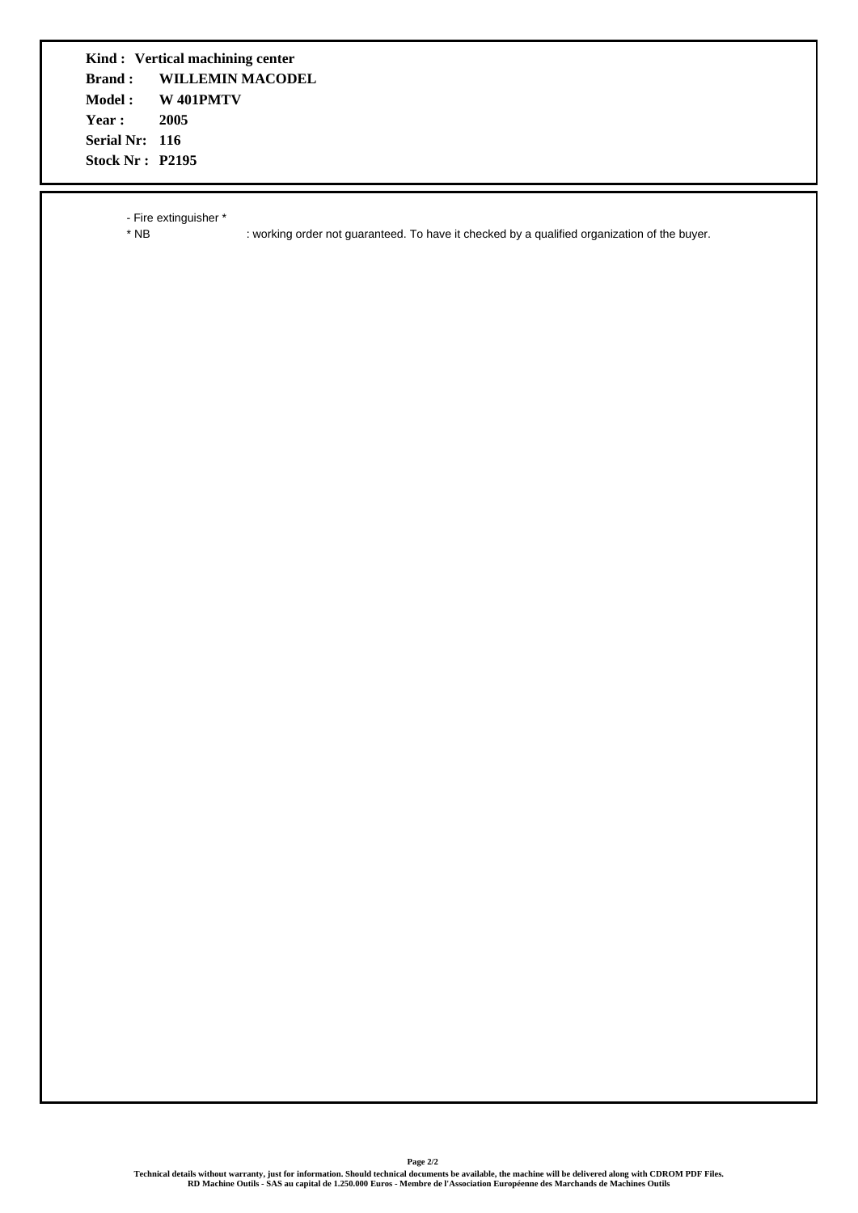**Kind : Vertical machining center**
**Brand : WILLEMIN MACODEL**
**Model : W 401PMTV**
**Year : 2005**
**Serial Nr: 116**
**Stock Nr : P2195**

- Fire extinguisher *

\* NB : working order not guaranteed. To have it checked by a qualified organization of the buyer.

**Technical details without warranty, just for information. Should technical documents be available, the machine will be delivered along with CDROM PDF Files.**
**RD Machine Outils - SAS au capital de 1.250.000 Euros - Membre de l'Association Européenne des Marchands de Machines Outils**